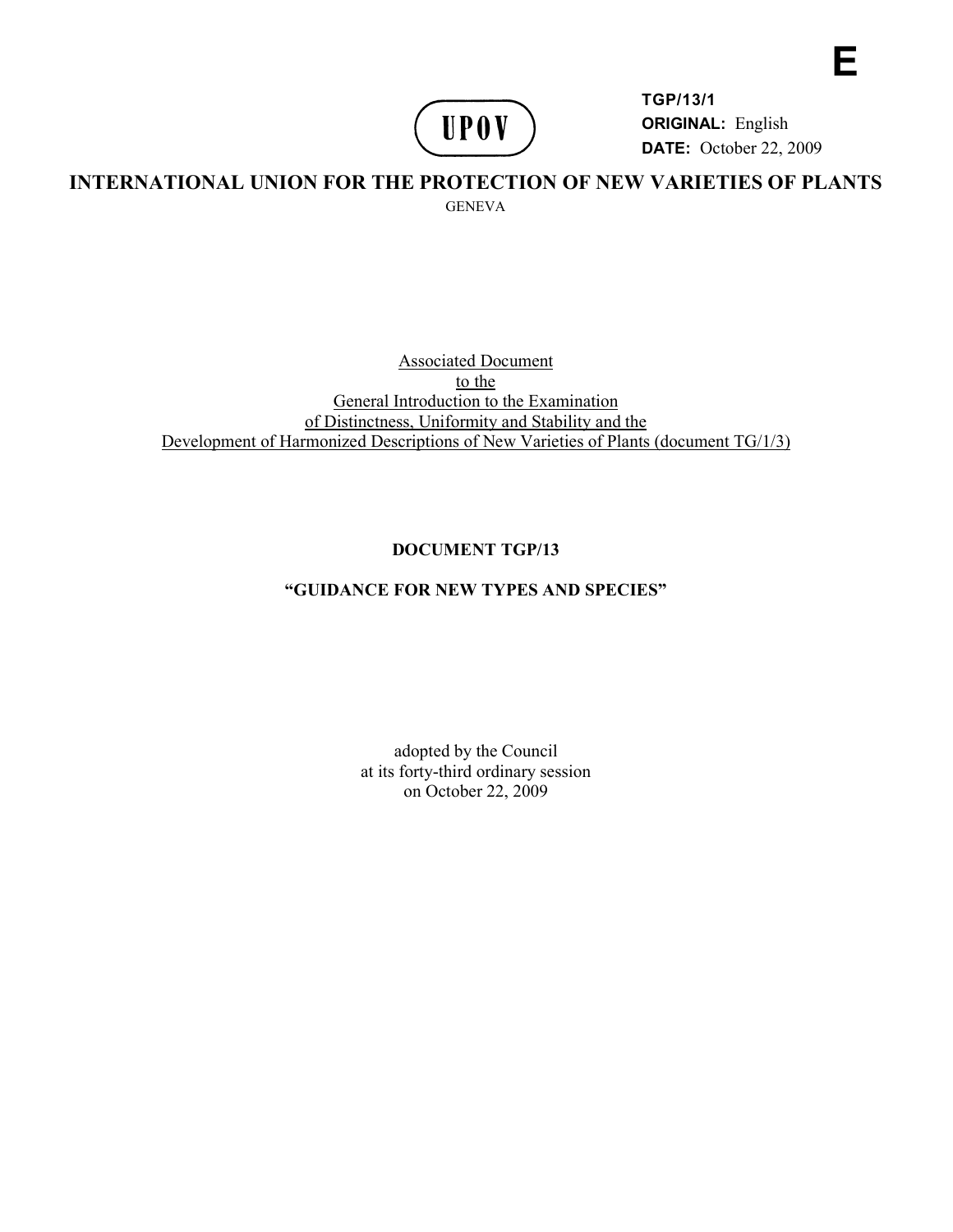**E**

UPOV

**TGP/13/1**
**ORIGINAL:** English
**DATE:** October 22, 2009

# INTERNATIONAL UNION FOR THE PROTECTION OF NEW VARIETIES OF PLANTS

GENEVA

Associated Document
to the
General Introduction to the Examination
of Distinctness, Uniformity and Stability and the
Development of Harmonized Descriptions of New Varieties of Plants (document TG/1/3)

## DOCUMENT TGP/13

## "GUIDANCE FOR NEW TYPES AND SPECIES"

adopted by the Council
at its forty-third ordinary session
on October 22, 2009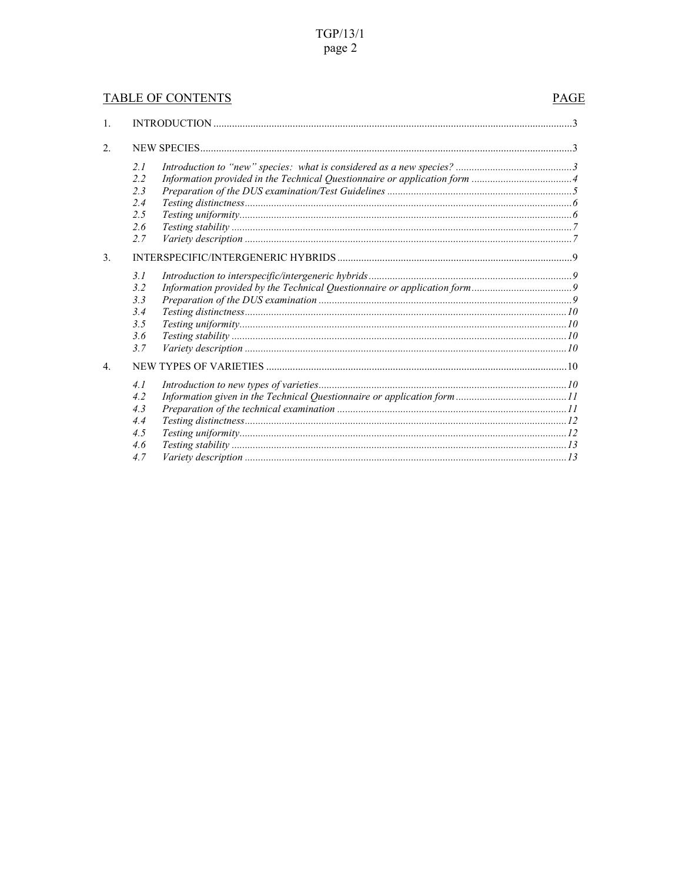## TABLE OF CONTENTS

| | | | PAGE |
|---|---|---|---|
| 1. | INTRODUCTION | | 3 |
| 2. | NEW SPECIES | | 3 |
| | 2.1 | *Introduction to "new" species: what is considered as a new species?* | *3* |
| | 2.2 | *Information provided in the Technical Questionnaire or application form* | *4* |
| | 2.3 | *Preparation of the DUS examination/Test Guidelines* | *5* |
| | 2.4 | *Testing distinctness* | *6* |
| | 2.5 | *Testing uniformity* | *6* |
| | 2.6 | *Testing stability* | *7* |
| | 2.7 | *Variety description* | *7* |
| 3. | INTERSPECIFIC/INTERGENERIC HYBRIDS | | 9 |
| | 3.1 | *Introduction to interspecific/intergeneric hybrids* | *9* |
| | 3.2 | *Information provided by the Technical Questionnaire or application form* | *9* |
| | 3.3 | *Preparation of the DUS examination* | *9* |
| | 3.4 | *Testing distinctness* | *10* |
| | 3.5 | *Testing uniformity* | *10* |
| | 3.6 | *Testing stability* | *10* |
| | 3.7 | *Variety description* | *10* |
| 4. | NEW TYPES OF VARIETIES | | 10 |
| | 4.1 | *Introduction to new types of varieties* | *10* |
| | 4.2 | *Information given in the Technical Questionnaire or application form* | *11* |
| | 4.3 | *Preparation of the technical examination* | *11* |
| | 4.4 | *Testing distinctness* | *12* |
| | 4.5 | *Testing uniformity* | *12* |
| | 4.6 | *Testing stability* | *13* |
| | 4.7 | *Variety description* | *13* |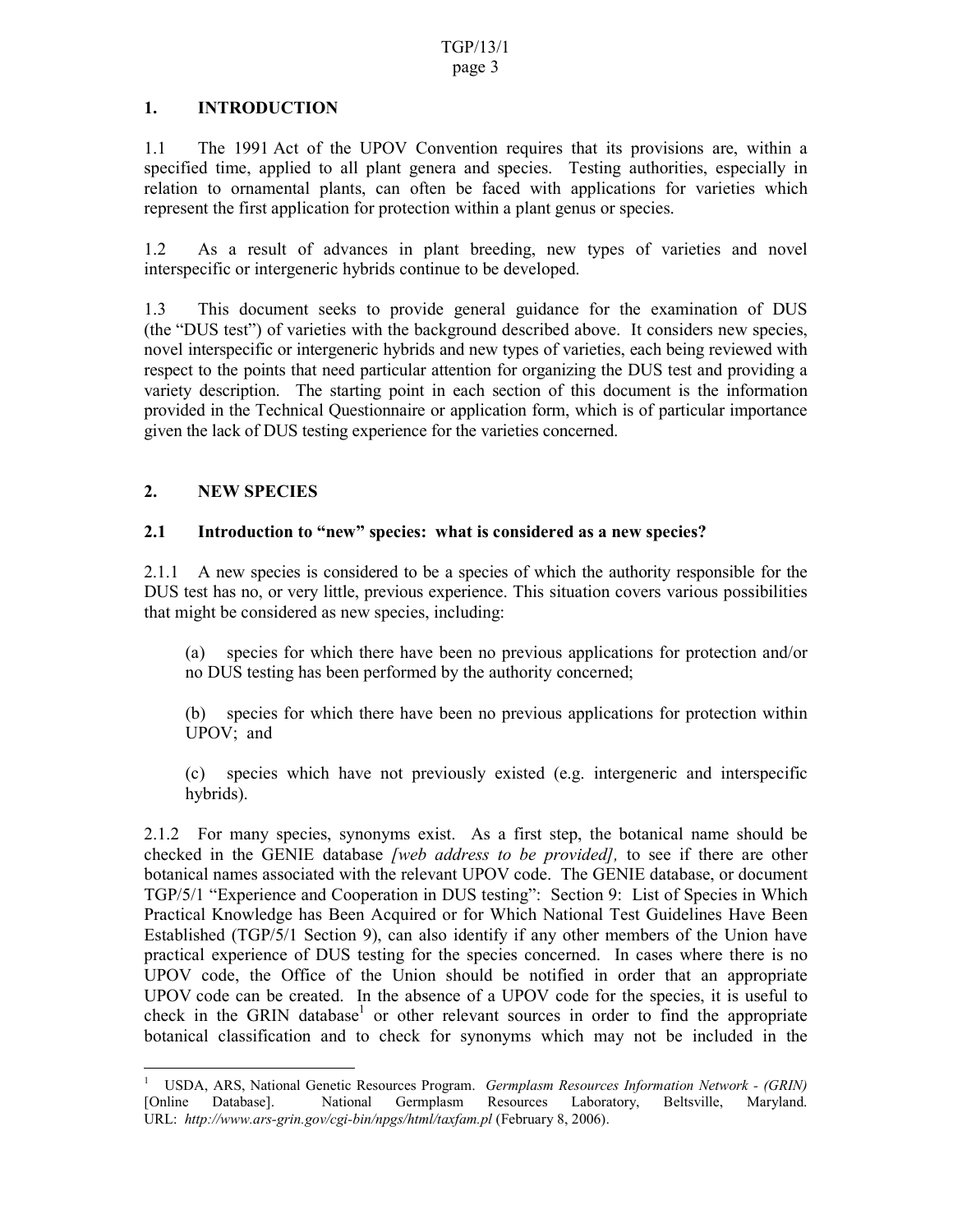## 1. INTRODUCTION

1.1 The 1991 Act of the UPOV Convention requires that its provisions are, within a specified time, applied to all plant genera and species. Testing authorities, especially in relation to ornamental plants, can often be faced with applications for varieties which represent the first application for protection within a plant genus or species.

1.2 As a result of advances in plant breeding, new types of varieties and novel interspecific or intergeneric hybrids continue to be developed.

1.3 This document seeks to provide general guidance for the examination of DUS (the "DUS test") of varieties with the background described above. It considers new species, novel interspecific or intergeneric hybrids and new types of varieties, each being reviewed with respect to the points that need particular attention for organizing the DUS test and providing a variety description. The starting point in each section of this document is the information provided in the Technical Questionnaire or application form, which is of particular importance given the lack of DUS testing experience for the varieties concerned.

## 2. NEW SPECIES

### 2.1 Introduction to "new" species: what is considered as a new species?

2.1.1 A new species is considered to be a species of which the authority responsible for the DUS test has no, or very little, previous experience. This situation covers various possibilities that might be considered as new species, including:

(a) species for which there have been no previous applications for protection and/or no DUS testing has been performed by the authority concerned;

(b) species for which there have been no previous applications for protection within UPOV; and

(c) species which have not previously existed (e.g. intergeneric and interspecific hybrids).

2.1.2 For many species, synonyms exist. As a first step, the botanical name should be checked in the GENIE database *[web address to be provided],* to see if there are other botanical names associated with the relevant UPOV code. The GENIE database, or document TGP/5/1 "Experience and Cooperation in DUS testing": Section 9: List of Species in Which Practical Knowledge has Been Acquired or for Which National Test Guidelines Have Been Established (TGP/5/1 Section 9), can also identify if any other members of the Union have practical experience of DUS testing for the species concerned. In cases where there is no UPOV code, the Office of the Union should be notified in order that an appropriate UPOV code can be created. In the absence of a UPOV code for the species, it is useful to check in the GRIN database[1] or other relevant sources in order to find the appropriate botanical classification and to check for synonyms which may not be included in the

---

[1] USDA, ARS, National Genetic Resources Program. *Germplasm Resources Information Network - (GRIN)* [Online Database]. National Germplasm Resources Laboratory, Beltsville, Maryland. URL: *http://www.ars-grin.gov/cgi-bin/npgs/html/taxfam.pl* (February 8, 2006).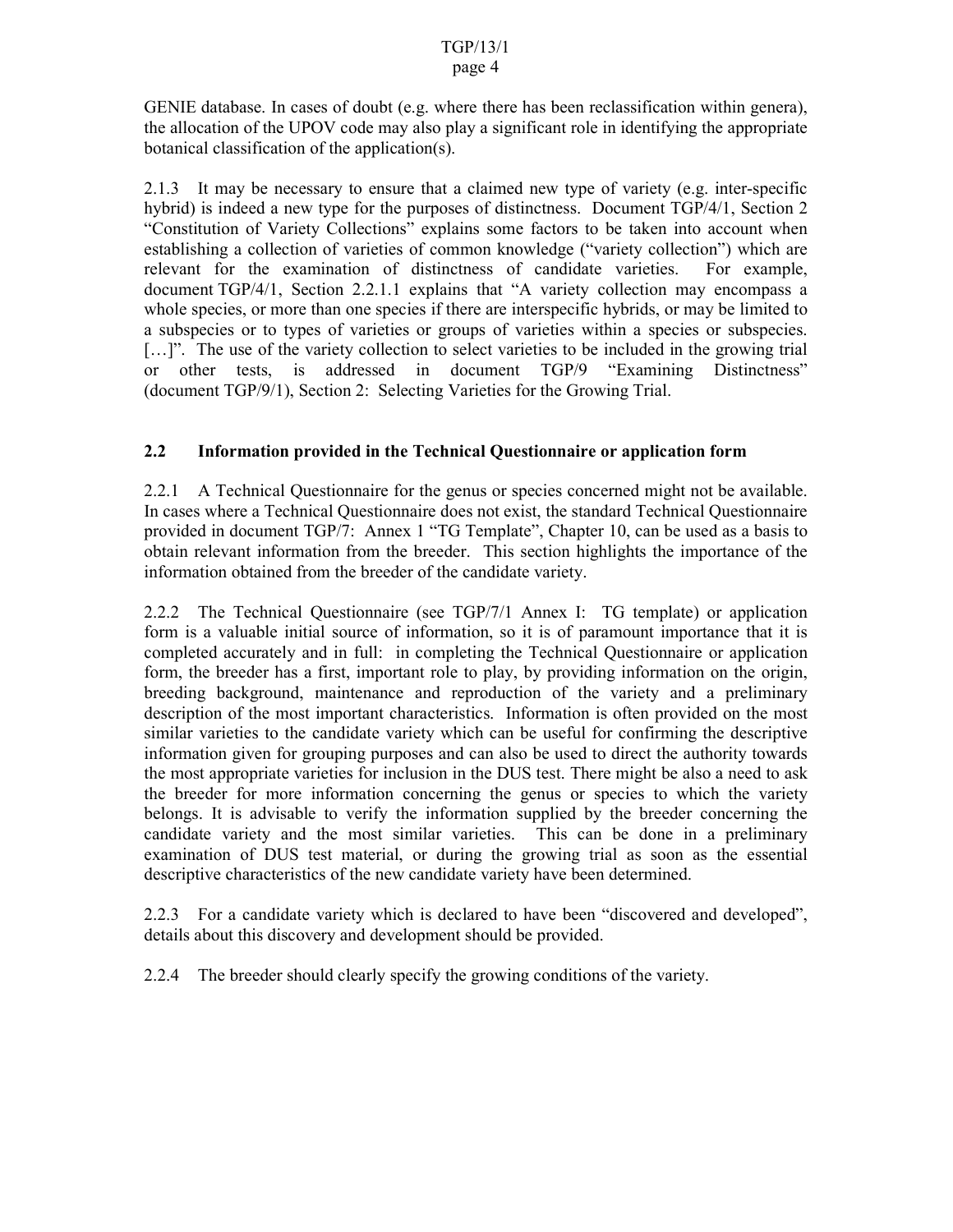GENIE database. In cases of doubt (e.g. where there has been reclassification within genera), the allocation of the UPOV code may also play a significant role in identifying the appropriate botanical classification of the application(s).

2.1.3 It may be necessary to ensure that a claimed new type of variety (e.g. inter-specific hybrid) is indeed a new type for the purposes of distinctness. Document TGP/4/1, Section 2 "Constitution of Variety Collections" explains some factors to be taken into account when establishing a collection of varieties of common knowledge ("variety collection") which are relevant for the examination of distinctness of candidate varieties. For example, document TGP/4/1, Section 2.2.1.1 explains that "A variety collection may encompass a whole species, or more than one species if there are interspecific hybrids, or may be limited to a subspecies or to types of varieties or groups of varieties within a species or subspecies. […]". The use of the variety collection to select varieties to be included in the growing trial or other tests, is addressed in document TGP/9 "Examining Distinctness" (document TGP/9/1), Section 2: Selecting Varieties for the Growing Trial.

## 2.2 Information provided in the Technical Questionnaire or application form

2.2.1 A Technical Questionnaire for the genus or species concerned might not be available. In cases where a Technical Questionnaire does not exist, the standard Technical Questionnaire provided in document TGP/7: Annex 1 "TG Template", Chapter 10, can be used as a basis to obtain relevant information from the breeder. This section highlights the importance of the information obtained from the breeder of the candidate variety.

2.2.2 The Technical Questionnaire (see TGP/7/1 Annex I: TG template) or application form is a valuable initial source of information, so it is of paramount importance that it is completed accurately and in full: in completing the Technical Questionnaire or application form, the breeder has a first, important role to play, by providing information on the origin, breeding background, maintenance and reproduction of the variety and a preliminary description of the most important characteristics. Information is often provided on the most similar varieties to the candidate variety which can be useful for confirming the descriptive information given for grouping purposes and can also be used to direct the authority towards the most appropriate varieties for inclusion in the DUS test. There might be also a need to ask the breeder for more information concerning the genus or species to which the variety belongs. It is advisable to verify the information supplied by the breeder concerning the candidate variety and the most similar varieties. This can be done in a preliminary examination of DUS test material, or during the growing trial as soon as the essential descriptive characteristics of the new candidate variety have been determined.

2.2.3 For a candidate variety which is declared to have been "discovered and developed", details about this discovery and development should be provided.

2.2.4 The breeder should clearly specify the growing conditions of the variety.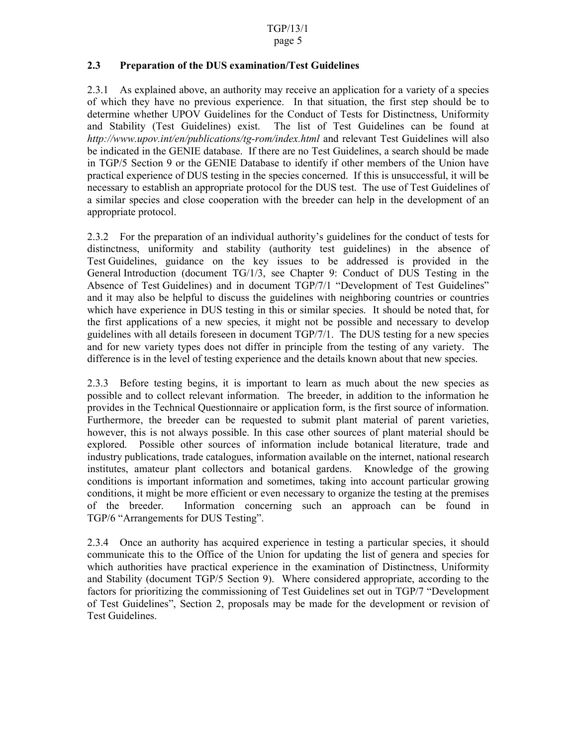### 2.3 Preparation of the DUS examination/Test Guidelines

2.3.1 As explained above, an authority may receive an application for a variety of a species of which they have no previous experience. In that situation, the first step should be to determine whether UPOV Guidelines for the Conduct of Tests for Distinctness, Uniformity and Stability (Test Guidelines) exist. The list of Test Guidelines can be found at *http://www.upov.int/en/publications/tg-rom/index.html* and relevant Test Guidelines will also be indicated in the GENIE database. If there are no Test Guidelines, a search should be made in TGP/5 Section 9 or the GENIE Database to identify if other members of the Union have practical experience of DUS testing in the species concerned. If this is unsuccessful, it will be necessary to establish an appropriate protocol for the DUS test. The use of Test Guidelines of a similar species and close cooperation with the breeder can help in the development of an appropriate protocol.

2.3.2 For the preparation of an individual authority's guidelines for the conduct of tests for distinctness, uniformity and stability (authority test guidelines) in the absence of Test Guidelines, guidance on the key issues to be addressed is provided in the General Introduction (document TG/1/3, see Chapter 9: Conduct of DUS Testing in the Absence of Test Guidelines) and in document TGP/7/1 "Development of Test Guidelines" and it may also be helpful to discuss the guidelines with neighboring countries or countries which have experience in DUS testing in this or similar species. It should be noted that, for the first applications of a new species, it might not be possible and necessary to develop guidelines with all details foreseen in document TGP/7/1. The DUS testing for a new species and for new variety types does not differ in principle from the testing of any variety. The difference is in the level of testing experience and the details known about that new species.

2.3.3 Before testing begins, it is important to learn as much about the new species as possible and to collect relevant information. The breeder, in addition to the information he provides in the Technical Questionnaire or application form, is the first source of information. Furthermore, the breeder can be requested to submit plant material of parent varieties, however, this is not always possible. In this case other sources of plant material should be explored. Possible other sources of information include botanical literature, trade and industry publications, trade catalogues, information available on the internet, national research institutes, amateur plant collectors and botanical gardens. Knowledge of the growing conditions is important information and sometimes, taking into account particular growing conditions, it might be more efficient or even necessary to organize the testing at the premises of the breeder. Information concerning such an approach can be found in TGP/6 "Arrangements for DUS Testing".

2.3.4 Once an authority has acquired experience in testing a particular species, it should communicate this to the Office of the Union for updating the list of genera and species for which authorities have practical experience in the examination of Distinctness, Uniformity and Stability (document TGP/5 Section 9). Where considered appropriate, according to the factors for prioritizing the commissioning of Test Guidelines set out in TGP/7 "Development of Test Guidelines", Section 2, proposals may be made for the development or revision of Test Guidelines.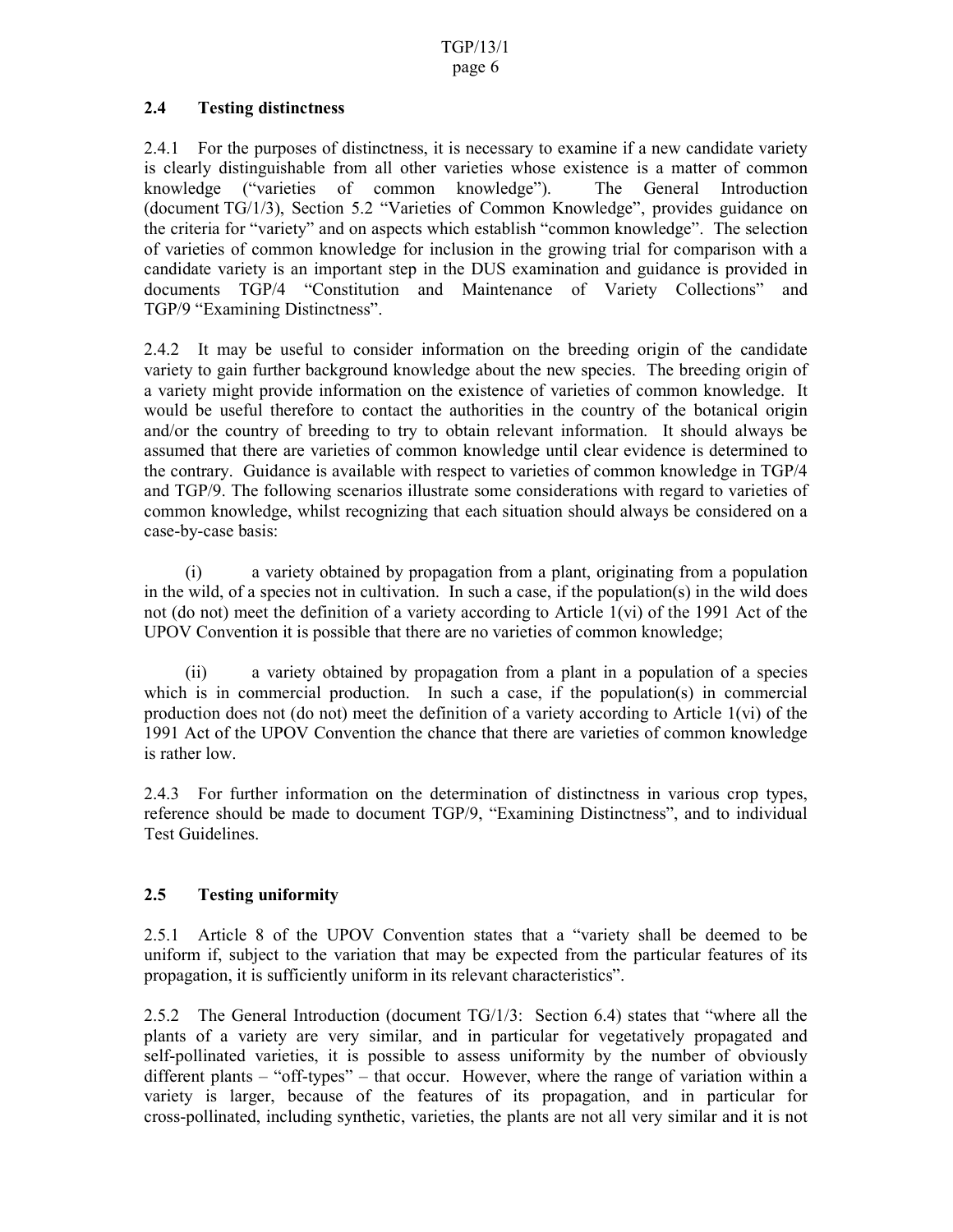### 2.4 Testing distinctness

2.4.1 For the purposes of distinctness, it is necessary to examine if a new candidate variety is clearly distinguishable from all other varieties whose existence is a matter of common knowledge ("varieties of common knowledge"). The General Introduction (document TG/1/3), Section 5.2 "Varieties of Common Knowledge", provides guidance on the criteria for "variety" and on aspects which establish "common knowledge". The selection of varieties of common knowledge for inclusion in the growing trial for comparison with a candidate variety is an important step in the DUS examination and guidance is provided in documents TGP/4 "Constitution and Maintenance of Variety Collections" and TGP/9 "Examining Distinctness".

2.4.2 It may be useful to consider information on the breeding origin of the candidate variety to gain further background knowledge about the new species. The breeding origin of a variety might provide information on the existence of varieties of common knowledge. It would be useful therefore to contact the authorities in the country of the botanical origin and/or the country of breeding to try to obtain relevant information. It should always be assumed that there are varieties of common knowledge until clear evidence is determined to the contrary. Guidance is available with respect to varieties of common knowledge in TGP/4 and TGP/9. The following scenarios illustrate some considerations with regard to varieties of common knowledge, whilst recognizing that each situation should always be considered on a case-by-case basis:

(i) a variety obtained by propagation from a plant, originating from a population in the wild, of a species not in cultivation. In such a case, if the population(s) in the wild does not (do not) meet the definition of a variety according to Article 1(vi) of the 1991 Act of the UPOV Convention it is possible that there are no varieties of common knowledge;

(ii) a variety obtained by propagation from a plant in a population of a species which is in commercial production. In such a case, if the population(s) in commercial production does not (do not) meet the definition of a variety according to Article 1(vi) of the 1991 Act of the UPOV Convention the chance that there are varieties of common knowledge is rather low.

2.4.3 For further information on the determination of distinctness in various crop types, reference should be made to document TGP/9, "Examining Distinctness", and to individual Test Guidelines.

### 2.5 Testing uniformity

2.5.1 Article 8 of the UPOV Convention states that a "variety shall be deemed to be uniform if, subject to the variation that may be expected from the particular features of its propagation, it is sufficiently uniform in its relevant characteristics".

2.5.2 The General Introduction (document TG/1/3: Section 6.4) states that "where all the plants of a variety are very similar, and in particular for vegetatively propagated and self-pollinated varieties, it is possible to assess uniformity by the number of obviously different plants – "off-types" – that occur. However, where the range of variation within a variety is larger, because of the features of its propagation, and in particular for cross-pollinated, including synthetic, varieties, the plants are not all very similar and it is not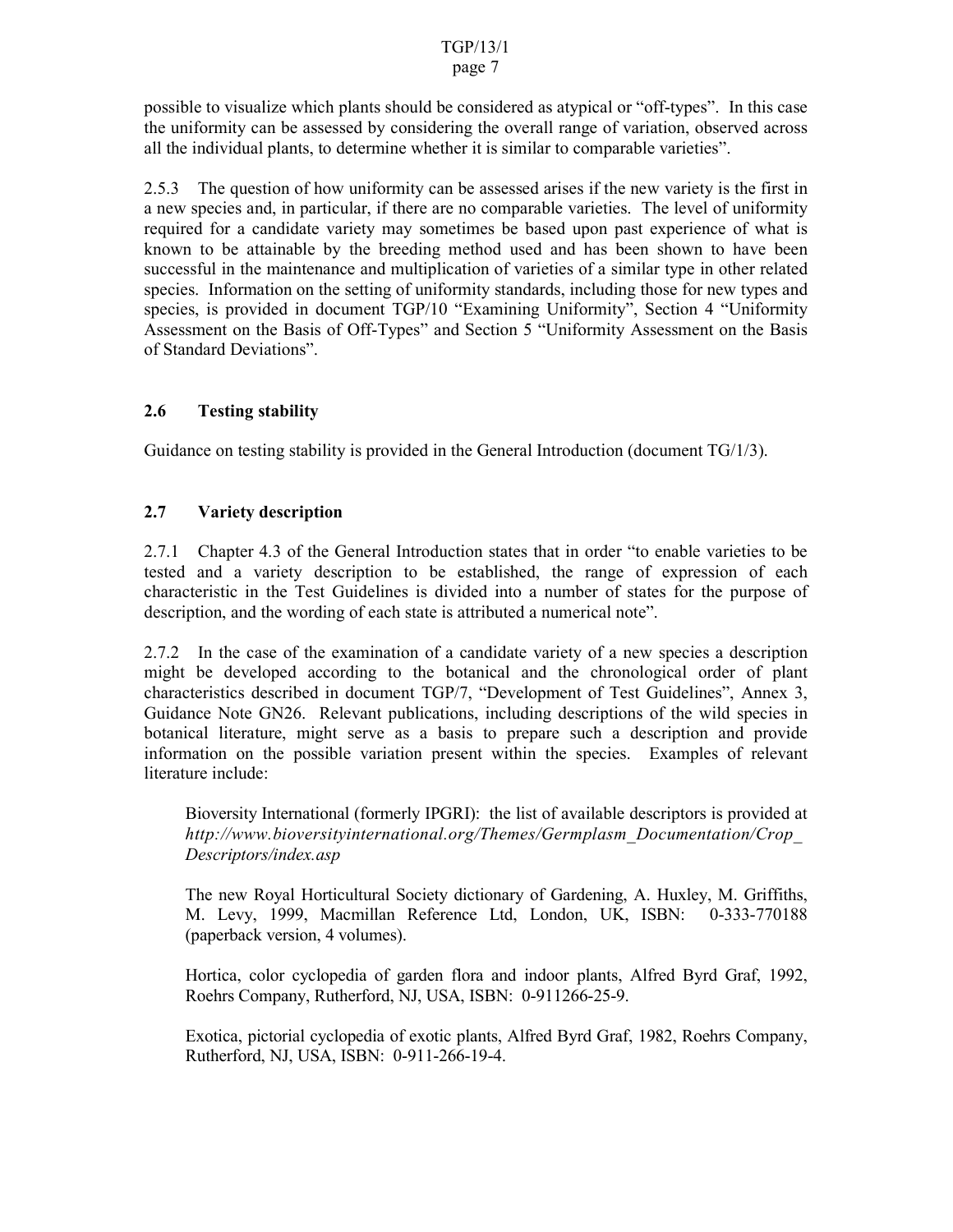possible to visualize which plants should be considered as atypical or "off-types". In this case the uniformity can be assessed by considering the overall range of variation, observed across all the individual plants, to determine whether it is similar to comparable varieties".

2.5.3 The question of how uniformity can be assessed arises if the new variety is the first in a new species and, in particular, if there are no comparable varieties. The level of uniformity required for a candidate variety may sometimes be based upon past experience of what is known to be attainable by the breeding method used and has been shown to have been successful in the maintenance and multiplication of varieties of a similar type in other related species. Information on the setting of uniformity standards, including those for new types and species, is provided in document TGP/10 "Examining Uniformity", Section 4 "Uniformity Assessment on the Basis of Off-Types" and Section 5 "Uniformity Assessment on the Basis of Standard Deviations".

### 2.6 Testing stability

Guidance on testing stability is provided in the General Introduction (document TG/1/3).

### 2.7 Variety description

2.7.1 Chapter 4.3 of the General Introduction states that in order "to enable varieties to be tested and a variety description to be established, the range of expression of each characteristic in the Test Guidelines is divided into a number of states for the purpose of description, and the wording of each state is attributed a numerical note".

2.7.2 In the case of the examination of a candidate variety of a new species a description might be developed according to the botanical and the chronological order of plant characteristics described in document TGP/7, "Development of Test Guidelines", Annex 3, Guidance Note GN26. Relevant publications, including descriptions of the wild species in botanical literature, might serve as a basis to prepare such a description and provide information on the possible variation present within the species. Examples of relevant literature include:

Bioversity International (formerly IPGRI): the list of available descriptors is provided at *http://www.bioversityinternational.org/Themes/Germplasm_Documentation/Crop_Descriptors/index.asp*

The new Royal Horticultural Society dictionary of Gardening, A. Huxley, M. Griffiths, M. Levy, 1999, Macmillan Reference Ltd, London, UK, ISBN: 0-333-770188 (paperback version, 4 volumes).

Hortica, color cyclopedia of garden flora and indoor plants, Alfred Byrd Graf, 1992, Roehrs Company, Rutherford, NJ, USA, ISBN: 0-911266-25-9.

Exotica, pictorial cyclopedia of exotic plants, Alfred Byrd Graf, 1982, Roehrs Company, Rutherford, NJ, USA, ISBN: 0-911-266-19-4.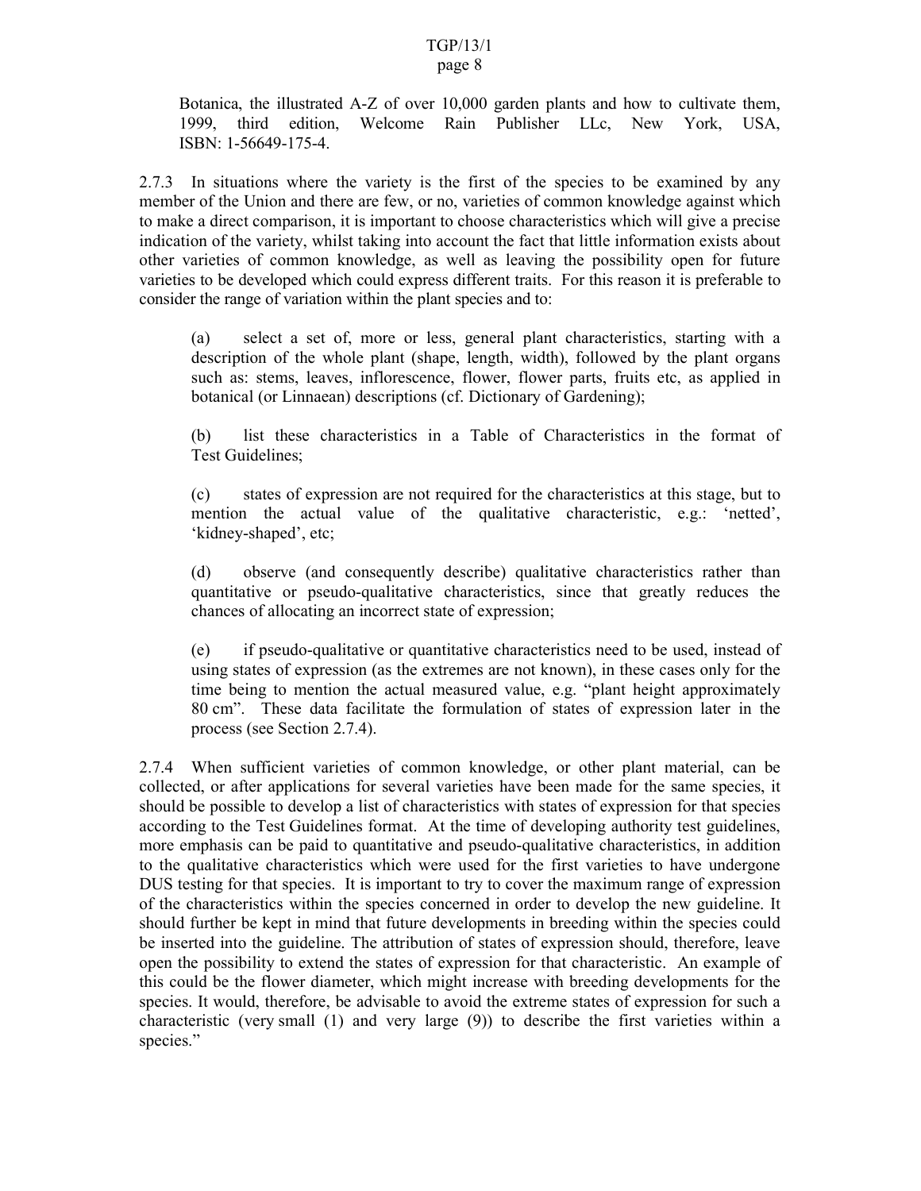Botanica, the illustrated A-Z of over 10,000 garden plants and how to cultivate them, 1999, third edition, Welcome Rain Publisher LLc, New York, USA, ISBN: 1-56649-175-4.

2.7.3 In situations where the variety is the first of the species to be examined by any member of the Union and there are few, or no, varieties of common knowledge against which to make a direct comparison, it is important to choose characteristics which will give a precise indication of the variety, whilst taking into account the fact that little information exists about other varieties of common knowledge, as well as leaving the possibility open for future varieties to be developed which could express different traits. For this reason it is preferable to consider the range of variation within the plant species and to:

(a) select a set of, more or less, general plant characteristics, starting with a description of the whole plant (shape, length, width), followed by the plant organs such as: stems, leaves, inflorescence, flower, flower parts, fruits etc, as applied in botanical (or Linnaean) descriptions (cf. Dictionary of Gardening);

(b) list these characteristics in a Table of Characteristics in the format of Test Guidelines;

(c) states of expression are not required for the characteristics at this stage, but to mention the actual value of the qualitative characteristic, e.g.: 'netted', 'kidney-shaped', etc;

(d) observe (and consequently describe) qualitative characteristics rather than quantitative or pseudo-qualitative characteristics, since that greatly reduces the chances of allocating an incorrect state of expression;

(e) if pseudo-qualitative or quantitative characteristics need to be used, instead of using states of expression (as the extremes are not known), in these cases only for the time being to mention the actual measured value, e.g. "plant height approximately 80 cm". These data facilitate the formulation of states of expression later in the process (see Section 2.7.4).

2.7.4 When sufficient varieties of common knowledge, or other plant material, can be collected, or after applications for several varieties have been made for the same species, it should be possible to develop a list of characteristics with states of expression for that species according to the Test Guidelines format. At the time of developing authority test guidelines, more emphasis can be paid to quantitative and pseudo-qualitative characteristics, in addition to the qualitative characteristics which were used for the first varieties to have undergone DUS testing for that species. It is important to try to cover the maximum range of expression of the characteristics within the species concerned in order to develop the new guideline. It should further be kept in mind that future developments in breeding within the species could be inserted into the guideline. The attribution of states of expression should, therefore, leave open the possibility to extend the states of expression for that characteristic. An example of this could be the flower diameter, which might increase with breeding developments for the species. It would, therefore, be advisable to avoid the extreme states of expression for such a characteristic (very small (1) and very large (9)) to describe the first varieties within a species."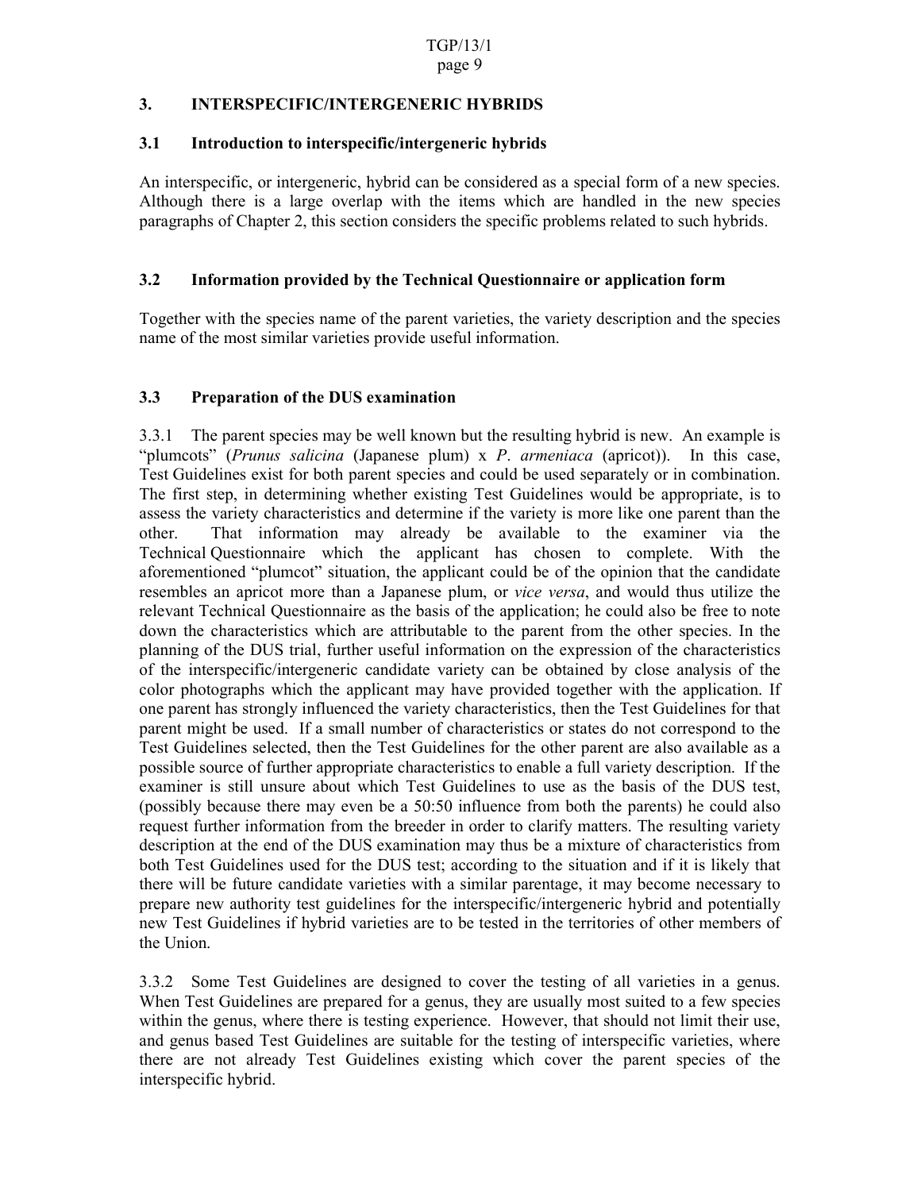## 3. INTERSPECIFIC/INTERGENERIC HYBRIDS

### 3.1 Introduction to interspecific/intergeneric hybrids

An interspecific, or intergeneric, hybrid can be considered as a special form of a new species. Although there is a large overlap with the items which are handled in the new species paragraphs of Chapter 2, this section considers the specific problems related to such hybrids.

### 3.2 Information provided by the Technical Questionnaire or application form

Together with the species name of the parent varieties, the variety description and the species name of the most similar varieties provide useful information.

### 3.3 Preparation of the DUS examination

3.3.1 The parent species may be well known but the resulting hybrid is new. An example is "plumcots" (*Prunus salicina* (Japanese plum) x *P*. *armeniaca* (apricot)). In this case, Test Guidelines exist for both parent species and could be used separately or in combination. The first step, in determining whether existing Test Guidelines would be appropriate, is to assess the variety characteristics and determine if the variety is more like one parent than the other. That information may already be available to the examiner via the Technical Questionnaire which the applicant has chosen to complete. With the aforementioned "plumcot" situation, the applicant could be of the opinion that the candidate resembles an apricot more than a Japanese plum, or *vice versa*, and would thus utilize the relevant Technical Questionnaire as the basis of the application; he could also be free to note down the characteristics which are attributable to the parent from the other species. In the planning of the DUS trial, further useful information on the expression of the characteristics of the interspecific/intergeneric candidate variety can be obtained by close analysis of the color photographs which the applicant may have provided together with the application. If one parent has strongly influenced the variety characteristics, then the Test Guidelines for that parent might be used. If a small number of characteristics or states do not correspond to the Test Guidelines selected, then the Test Guidelines for the other parent are also available as a possible source of further appropriate characteristics to enable a full variety description. If the examiner is still unsure about which Test Guidelines to use as the basis of the DUS test, (possibly because there may even be a 50:50 influence from both the parents) he could also request further information from the breeder in order to clarify matters. The resulting variety description at the end of the DUS examination may thus be a mixture of characteristics from both Test Guidelines used for the DUS test; according to the situation and if it is likely that there will be future candidate varieties with a similar parentage, it may become necessary to prepare new authority test guidelines for the interspecific/intergeneric hybrid and potentially new Test Guidelines if hybrid varieties are to be tested in the territories of other members of the Union.

3.3.2 Some Test Guidelines are designed to cover the testing of all varieties in a genus. When Test Guidelines are prepared for a genus, they are usually most suited to a few species within the genus, where there is testing experience. However, that should not limit their use, and genus based Test Guidelines are suitable for the testing of interspecific varieties, where there are not already Test Guidelines existing which cover the parent species of the interspecific hybrid.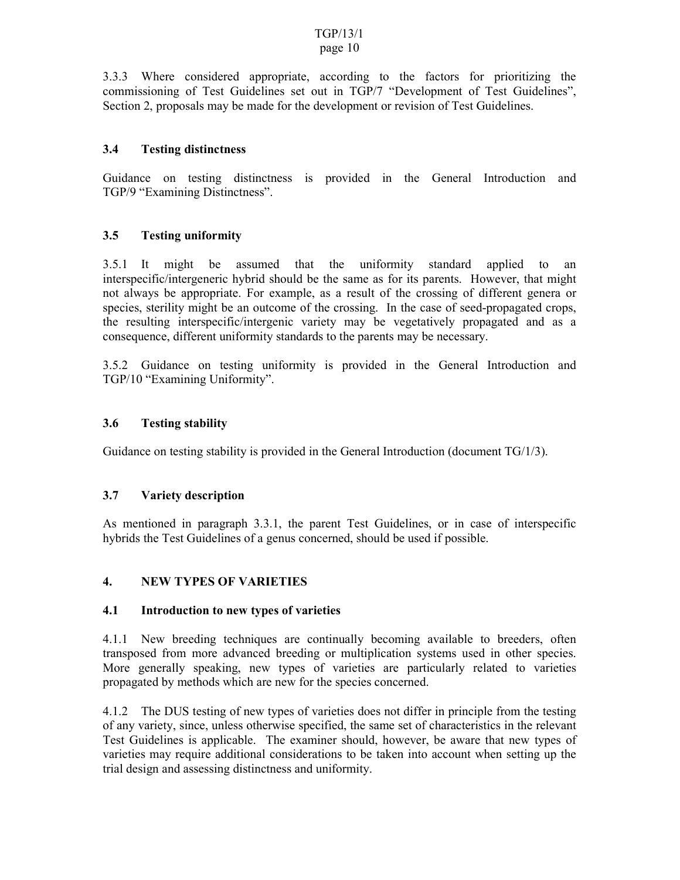3.3.3 Where considered appropriate, according to the factors for prioritizing the commissioning of Test Guidelines set out in TGP/7 "Development of Test Guidelines", Section 2, proposals may be made for the development or revision of Test Guidelines.

### 3.4 Testing distinctness

Guidance on testing distinctness is provided in the General Introduction and TGP/9 "Examining Distinctness".

### 3.5 Testing uniformity

3.5.1 It might be assumed that the uniformity standard applied to an interspecific/intergeneric hybrid should be the same as for its parents. However, that might not always be appropriate. For example, as a result of the crossing of different genera or species, sterility might be an outcome of the crossing. In the case of seed-propagated crops, the resulting interspecific/intergenic variety may be vegetatively propagated and as a consequence, different uniformity standards to the parents may be necessary.

3.5.2 Guidance on testing uniformity is provided in the General Introduction and TGP/10 "Examining Uniformity".

### 3.6 Testing stability

Guidance on testing stability is provided in the General Introduction (document TG/1/3).

### 3.7 Variety description

As mentioned in paragraph 3.3.1, the parent Test Guidelines, or in case of interspecific hybrids the Test Guidelines of a genus concerned, should be used if possible.

## 4. NEW TYPES OF VARIETIES

### 4.1 Introduction to new types of varieties

4.1.1 New breeding techniques are continually becoming available to breeders, often transposed from more advanced breeding or multiplication systems used in other species. More generally speaking, new types of varieties are particularly related to varieties propagated by methods which are new for the species concerned.

4.1.2 The DUS testing of new types of varieties does not differ in principle from the testing of any variety, since, unless otherwise specified, the same set of characteristics in the relevant Test Guidelines is applicable. The examiner should, however, be aware that new types of varieties may require additional considerations to be taken into account when setting up the trial design and assessing distinctness and uniformity.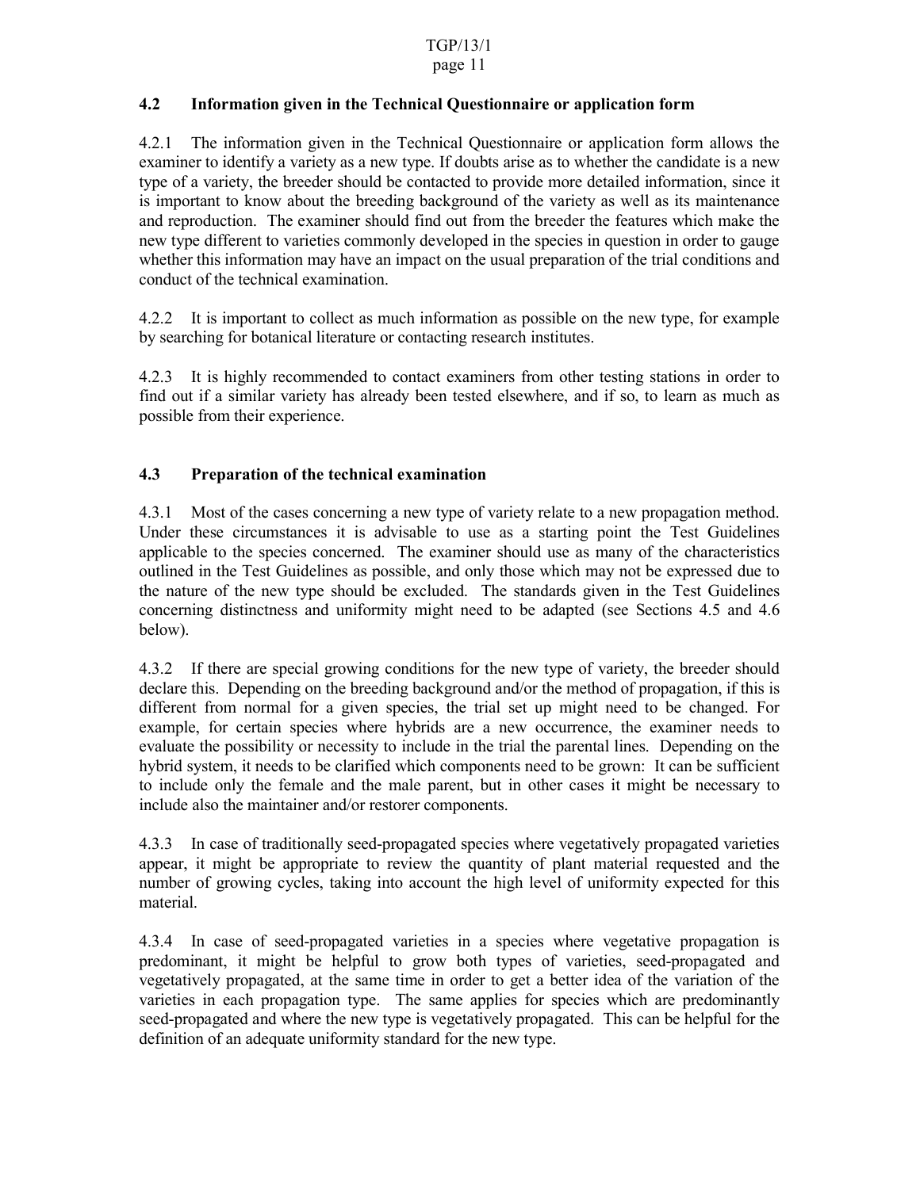### 4.2 Information given in the Technical Questionnaire or application form

4.2.1 The information given in the Technical Questionnaire or application form allows the examiner to identify a variety as a new type. If doubts arise as to whether the candidate is a new type of a variety, the breeder should be contacted to provide more detailed information, since it is important to know about the breeding background of the variety as well as its maintenance and reproduction. The examiner should find out from the breeder the features which make the new type different to varieties commonly developed in the species in question in order to gauge whether this information may have an impact on the usual preparation of the trial conditions and conduct of the technical examination.

4.2.2 It is important to collect as much information as possible on the new type, for example by searching for botanical literature or contacting research institutes.

4.2.3 It is highly recommended to contact examiners from other testing stations in order to find out if a similar variety has already been tested elsewhere, and if so, to learn as much as possible from their experience.

### 4.3 Preparation of the technical examination

4.3.1 Most of the cases concerning a new type of variety relate to a new propagation method. Under these circumstances it is advisable to use as a starting point the Test Guidelines applicable to the species concerned. The examiner should use as many of the characteristics outlined in the Test Guidelines as possible, and only those which may not be expressed due to the nature of the new type should be excluded. The standards given in the Test Guidelines concerning distinctness and uniformity might need to be adapted (see Sections 4.5 and 4.6 below).

4.3.2 If there are special growing conditions for the new type of variety, the breeder should declare this. Depending on the breeding background and/or the method of propagation, if this is different from normal for a given species, the trial set up might need to be changed. For example, for certain species where hybrids are a new occurrence, the examiner needs to evaluate the possibility or necessity to include in the trial the parental lines. Depending on the hybrid system, it needs to be clarified which components need to be grown: It can be sufficient to include only the female and the male parent, but in other cases it might be necessary to include also the maintainer and/or restorer components.

4.3.3 In case of traditionally seed-propagated species where vegetatively propagated varieties appear, it might be appropriate to review the quantity of plant material requested and the number of growing cycles, taking into account the high level of uniformity expected for this material.

4.3.4 In case of seed-propagated varieties in a species where vegetative propagation is predominant, it might be helpful to grow both types of varieties, seed-propagated and vegetatively propagated, at the same time in order to get a better idea of the variation of the varieties in each propagation type. The same applies for species which are predominantly seed-propagated and where the new type is vegetatively propagated. This can be helpful for the definition of an adequate uniformity standard for the new type.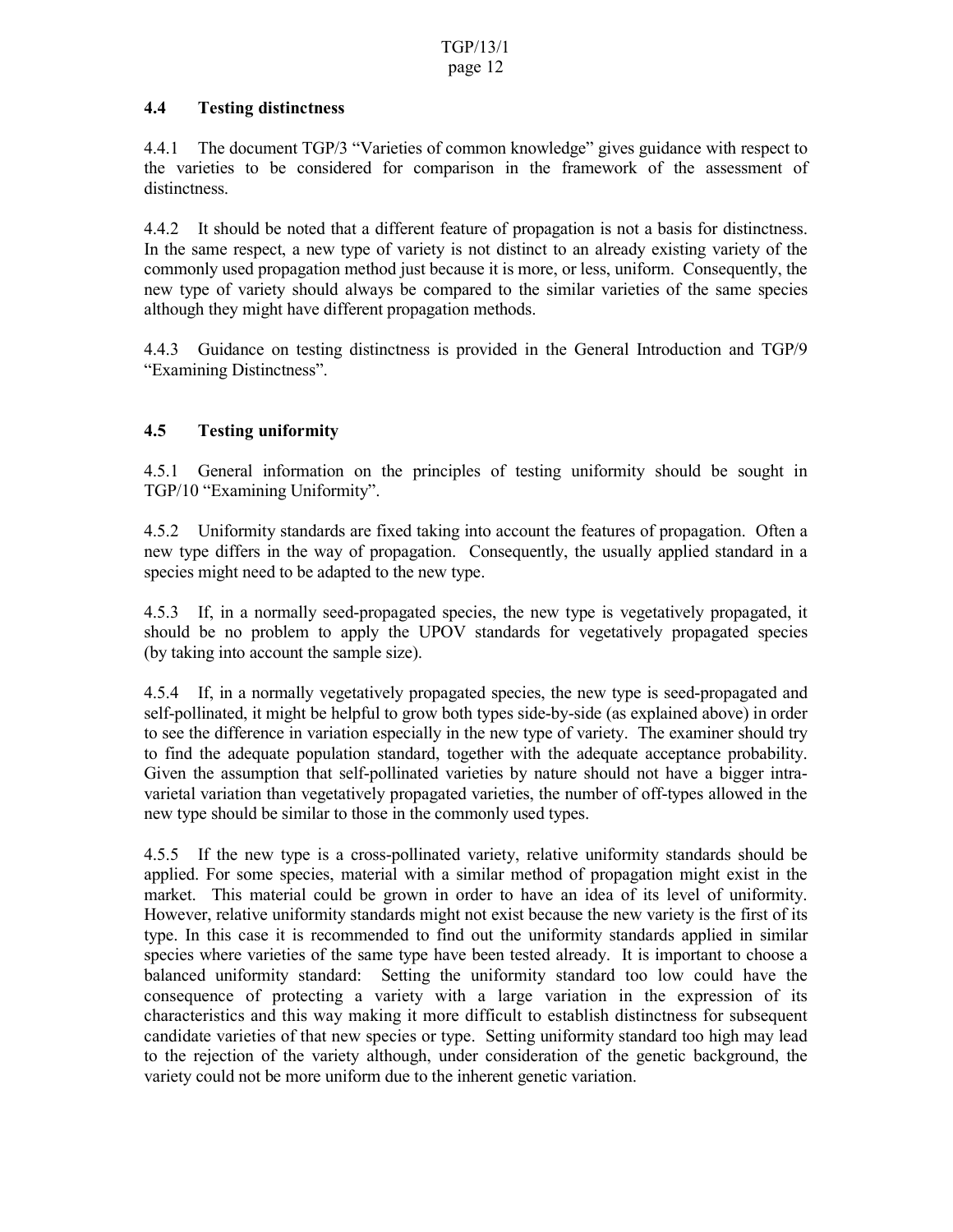### 4.4 Testing distinctness

4.4.1 The document TGP/3 "Varieties of common knowledge" gives guidance with respect to the varieties to be considered for comparison in the framework of the assessment of distinctness.

4.4.2 It should be noted that a different feature of propagation is not a basis for distinctness. In the same respect, a new type of variety is not distinct to an already existing variety of the commonly used propagation method just because it is more, or less, uniform. Consequently, the new type of variety should always be compared to the similar varieties of the same species although they might have different propagation methods.

4.4.3 Guidance on testing distinctness is provided in the General Introduction and TGP/9 "Examining Distinctness".

### 4.5 Testing uniformity

4.5.1 General information on the principles of testing uniformity should be sought in TGP/10 "Examining Uniformity".

4.5.2 Uniformity standards are fixed taking into account the features of propagation. Often a new type differs in the way of propagation. Consequently, the usually applied standard in a species might need to be adapted to the new type.

4.5.3 If, in a normally seed-propagated species, the new type is vegetatively propagated, it should be no problem to apply the UPOV standards for vegetatively propagated species (by taking into account the sample size).

4.5.4 If, in a normally vegetatively propagated species, the new type is seed-propagated and self-pollinated, it might be helpful to grow both types side-by-side (as explained above) in order to see the difference in variation especially in the new type of variety. The examiner should try to find the adequate population standard, together with the adequate acceptance probability. Given the assumption that self-pollinated varieties by nature should not have a bigger intra-varietal variation than vegetatively propagated varieties, the number of off-types allowed in the new type should be similar to those in the commonly used types.

4.5.5 If the new type is a cross-pollinated variety, relative uniformity standards should be applied. For some species, material with a similar method of propagation might exist in the market. This material could be grown in order to have an idea of its level of uniformity. However, relative uniformity standards might not exist because the new variety is the first of its type. In this case it is recommended to find out the uniformity standards applied in similar species where varieties of the same type have been tested already. It is important to choose a balanced uniformity standard: Setting the uniformity standard too low could have the consequence of protecting a variety with a large variation in the expression of its characteristics and this way making it more difficult to establish distinctness for subsequent candidate varieties of that new species or type. Setting uniformity standard too high may lead to the rejection of the variety although, under consideration of the genetic background, the variety could not be more uniform due to the inherent genetic variation.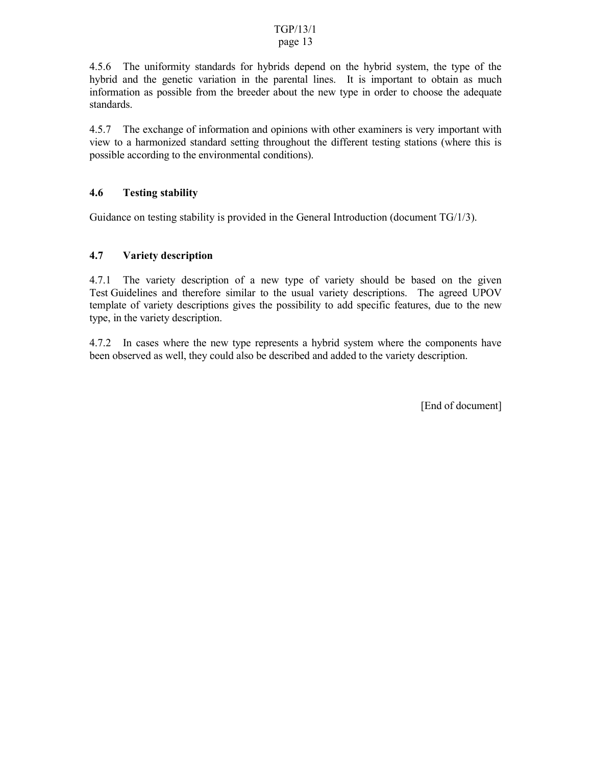4.5.6 The uniformity standards for hybrids depend on the hybrid system, the type of the hybrid and the genetic variation in the parental lines. It is important to obtain as much information as possible from the breeder about the new type in order to choose the adequate standards.

4.5.7 The exchange of information and opinions with other examiners is very important with view to a harmonized standard setting throughout the different testing stations (where this is possible according to the environmental conditions).

### 4.6 Testing stability

Guidance on testing stability is provided in the General Introduction (document TG/1/3).

### 4.7 Variety description

4.7.1 The variety description of a new type of variety should be based on the given Test Guidelines and therefore similar to the usual variety descriptions. The agreed UPOV template of variety descriptions gives the possibility to add specific features, due to the new type, in the variety description.

4.7.2 In cases where the new type represents a hybrid system where the components have been observed as well, they could also be described and added to the variety description.

[End of document]